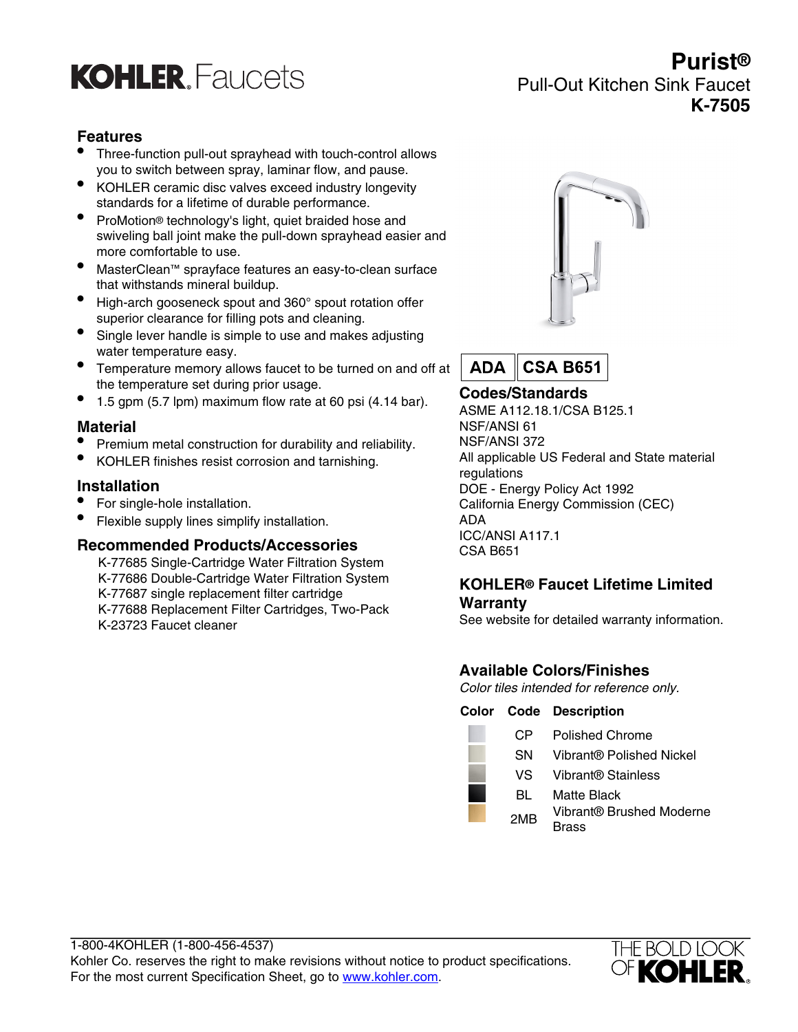# KOHLER. Faucets

# Purist®

## Pull-Out Kitchen Sink Faucet

## K-7505

### Features

- Three-function pull-out sprayhead with touch-control allows you to switch between spray, laminar flow, and pause.
- KOHLER ceramic disc valves exceed industry longevity standards for a lifetime of durable performance.
- ProMotion® technology's light, quiet braided hose and swiveling ball joint make the pull-down sprayhead easier and more comfortable to use.
- MasterClean™ sprayface features an easy-to-clean surface that withstands mineral buildup.
- High-arch gooseneck spout and 360° spout rotation offer superior clearance for filling pots and cleaning.
- Single lever handle is simple to use and makes adjusting water temperature easy.
- Temperature memory allows faucet to be turned on and off at the temperature set during prior usage.
- 1.5 gpm (5.7 lpm) maximum flow rate at 60 psi (4.14 bar).

### Material

- Premium metal construction for durability and reliability.
- KOHLER finishes resist corrosion and tarnishing.

### Installation

- For single-hole installation.
- Flexible supply lines simplify installation.

### Recommended Products/Accessories

K-77685 Single-Cartridge Water Filtration System
K-77686 Double-Cartridge Water Filtration System
K-77687 single replacement filter cartridge
K-77688 Replacement Filter Cartridges, Two-Pack
K-23723 Faucet cleaner

**ADA** | **CSA B651**

### Codes/Standards

ASME A112.18.1/CSA B125.1
NSF/ANSI 61
NSF/ANSI 372
All applicable US Federal and State material regulations
DOE - Energy Policy Act 1992
California Energy Commission (CEC)
ADA
ICC/ANSI A117.1
CSA B651

### KOHLER® Faucet Lifetime Limited Warranty

See website for detailed warranty information.

### Available Colors/Finishes

*Color tiles intended for reference only.*

| Color | Code | Description |
|---|---|---|
| | CP | Polished Chrome |
| | SN | Vibrant® Polished Nickel |
| | VS | Vibrant® Stainless |
| | BL | Matte Black |
| | 2MB | Vibrant® Brushed Moderne Brass |

1-800-4KOHLER (1-800-456-4537)
Kohler Co. reserves the right to make revisions without notice to product specifications.
For the most current Specification Sheet, go to www.kohler.com.

THE BOLD LOOK OF KOHLER.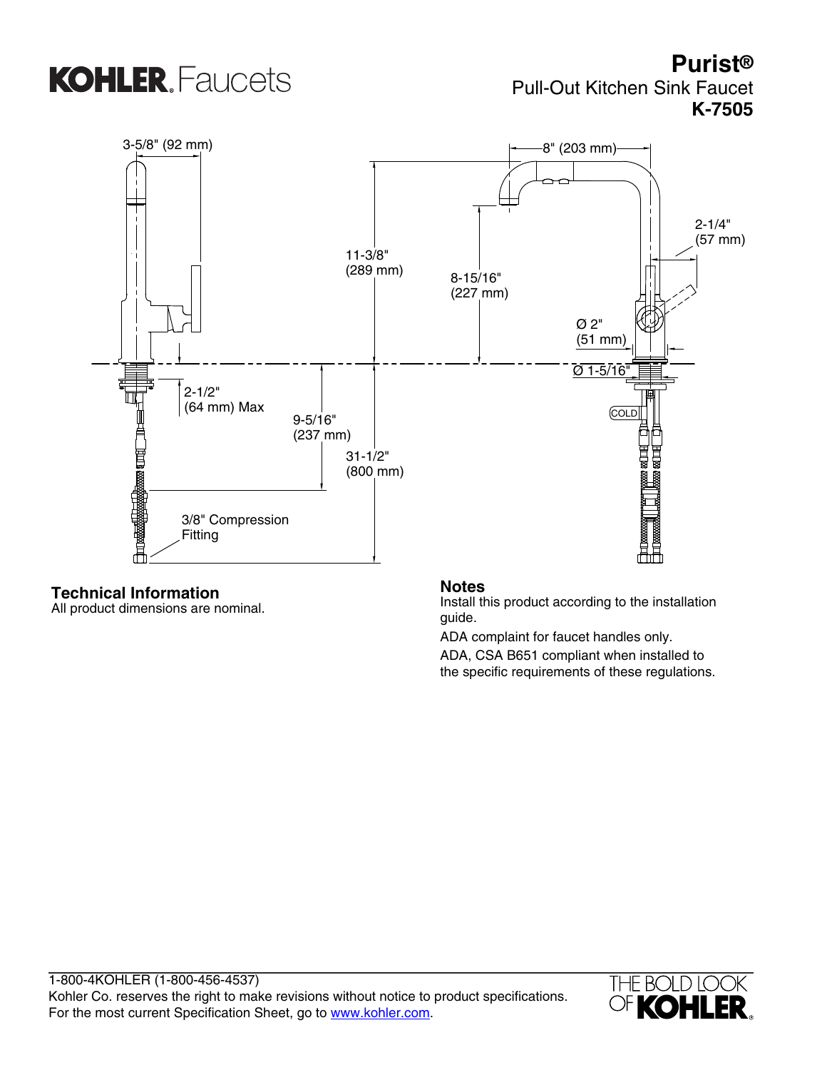KOHLER. Faucets

# Purist®

Pull-Out Kitchen Sink Faucet

**K-7505**

3-5/8" (92 mm)

8" (203 mm)

11-3/8"
(289 mm)

8-15/16"
(227 mm)

2-1/4"
(57 mm)

Ø 2"
(51 mm)

Ø 1-5/16"

2-1/2"
(64 mm) Max

9-5/16"
(237 mm)

31-1/2"
(800 mm)

COLD

3/8" Compression
Fitting

## Technical Information

All product dimensions are nominal.

## Notes

Install this product according to the installation guide.

ADA complaint for faucet handles only.

ADA, CSA B651 compliant when installed to the specific requirements of these regulations.

1-800-4KOHLER (1-800-456-4537)

Kohler Co. reserves the right to make revisions without notice to product specifications.

For the most current Specification Sheet, go to www.kohler.com.

THE BOLD LOOK OF KOHLER.